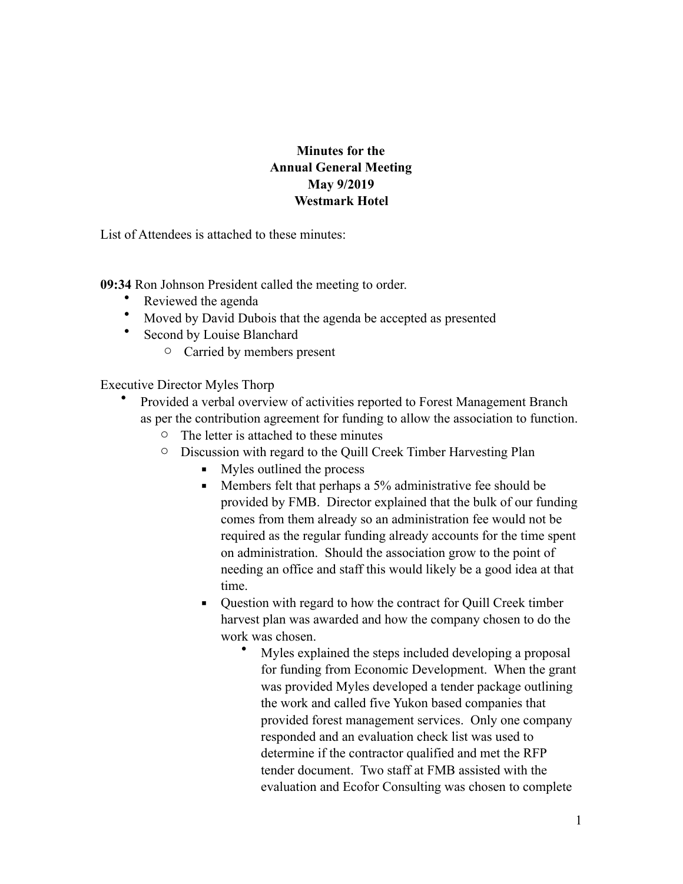**Minutes for the**
**Annual General Meeting**
**May 9/2019**
**Westmark Hotel**

List of Attendees is attached to these minutes:

**09:34** Ron Johnson President called the meeting to order.

- Reviewed the agenda
- Moved by David Dubois that the agenda be accepted as presented
- Second by Louise Blanchard
    - Carried by members present

Executive Director Myles Thorp

- Provided a verbal overview of activities reported to Forest Management Branch as per the contribution agreement for funding to allow the association to function.
    - The letter is attached to these minutes
    - Discussion with regard to the Quill Creek Timber Harvesting Plan
        - Myles outlined the process
        - Members felt that perhaps a 5% administrative fee should be provided by FMB. Director explained that the bulk of our funding comes from them already so an administration fee would not be required as the regular funding already accounts for the time spent on administration. Should the association grow to the point of needing an office and staff this would likely be a good idea at that time.
        - Question with regard to how the contract for Quill Creek timber harvest plan was awarded and how the company chosen to do the work was chosen.
            - Myles explained the steps included developing a proposal for funding from Economic Development. When the grant was provided Myles developed a tender package outlining the work and called five Yukon based companies that provided forest management services. Only one company responded and an evaluation check list was used to determine if the contractor qualified and met the RFP tender document. Two staff at FMB assisted with the evaluation and Ecofor Consulting was chosen to complete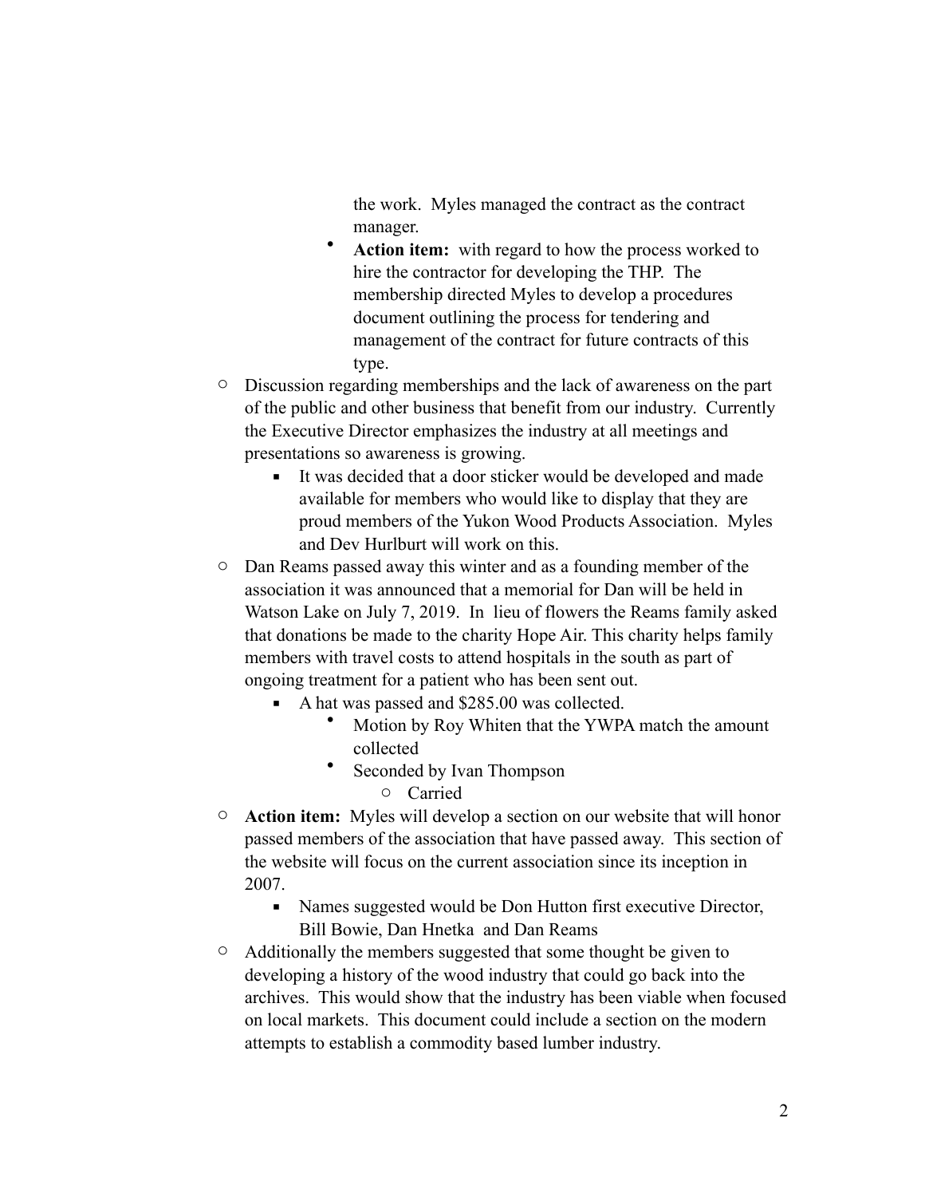- the work. Myles managed the contract as the contract manager.
        - **Action item:** with regard to how the process worked to hire the contractor for developing the THP. The membership directed Myles to develop a procedures document outlining the process for tendering and management of the contract for future contracts of this type.
- Discussion regarding memberships and the lack of awareness on the part of the public and other business that benefit from our industry. Currently the Executive Director emphasizes the industry at all meetings and presentations so awareness is growing.
    - It was decided that a door sticker would be developed and made available for members who would like to display that they are proud members of the Yukon Wood Products Association. Myles and Dev Hurlburt will work on this.
- Dan Reams passed away this winter and as a founding member of the association it was announced that a memorial for Dan will be held in Watson Lake on July 7, 2019. In lieu of flowers the Reams family asked that donations be made to the charity Hope Air. This charity helps family members with travel costs to attend hospitals in the south as part of ongoing treatment for a patient who has been sent out.
    - A hat was passed and $285.00 was collected.
        - Motion by Roy Whiten that the YWPA match the amount collected
        - Seconded by Ivan Thompson
            - Carried
- **Action item:** Myles will develop a section on our website that will honor passed members of the association that have passed away. This section of the website will focus on the current association since its inception in 2007.
    - Names suggested would be Don Hutton first executive Director, Bill Bowie, Dan Hnetka and Dan Reams
- Additionally the members suggested that some thought be given to developing a history of the wood industry that could go back into the archives. This would show that the industry has been viable when focused on local markets. This document could include a section on the modern attempts to establish a commodity based lumber industry.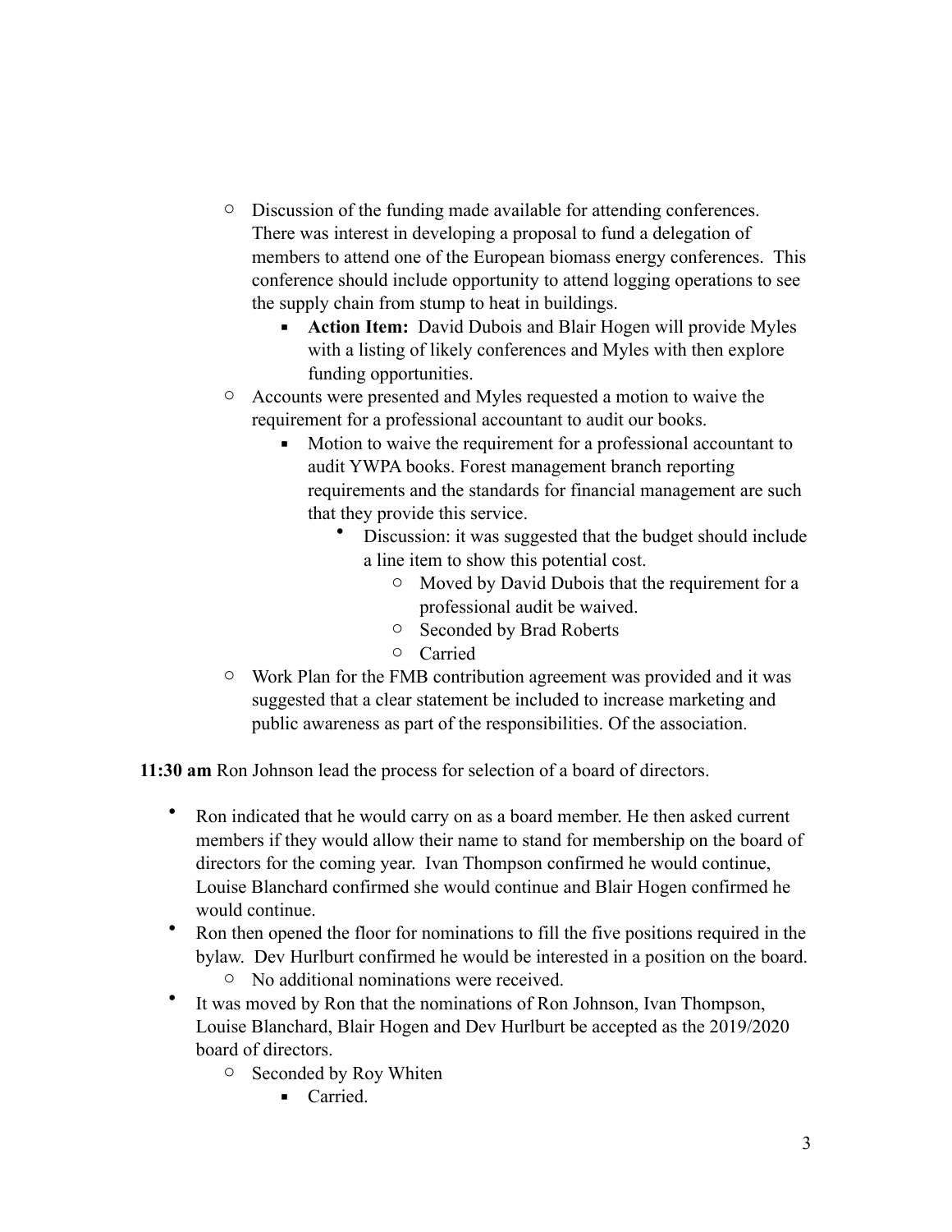- Discussion of the funding made available for attending conferences. There was interest in developing a proposal to fund a delegation of members to attend one of the European biomass energy conferences. This conference should include opportunity to attend logging operations to see the supply chain from stump to heat in buildings.
    - **Action Item:** David Dubois and Blair Hogen will provide Myles with a listing of likely conferences and Myles with then explore funding opportunities.
- Accounts were presented and Myles requested a motion to waive the requirement for a professional accountant to audit our books.
    - Motion to waive the requirement for a professional accountant to audit YWPA books. Forest management branch reporting requirements and the standards for financial management are such that they provide this service.
        - Discussion: it was suggested that the budget should include a line item to show this potential cost.
            - Moved by David Dubois that the requirement for a professional audit be waived.
            - Seconded by Brad Roberts
            - Carried
- Work Plan for the FMB contribution agreement was provided and it was suggested that a clear statement be included to increase marketing and public awareness as part of the responsibilities. Of the association.

**11:30 am** Ron Johnson lead the process for selection of a board of directors.

- Ron indicated that he would carry on as a board member. He then asked current members if they would allow their name to stand for membership on the board of directors for the coming year. Ivan Thompson confirmed he would continue, Louise Blanchard confirmed she would continue and Blair Hogen confirmed he would continue.
- Ron then opened the floor for nominations to fill the five positions required in the bylaw. Dev Hurlburt confirmed he would be interested in a position on the board.
    - No additional nominations were received.
- It was moved by Ron that the nominations of Ron Johnson, Ivan Thompson, Louise Blanchard, Blair Hogen and Dev Hurlburt be accepted as the 2019/2020 board of directors.
    - Seconded by Roy Whiten
        - Carried.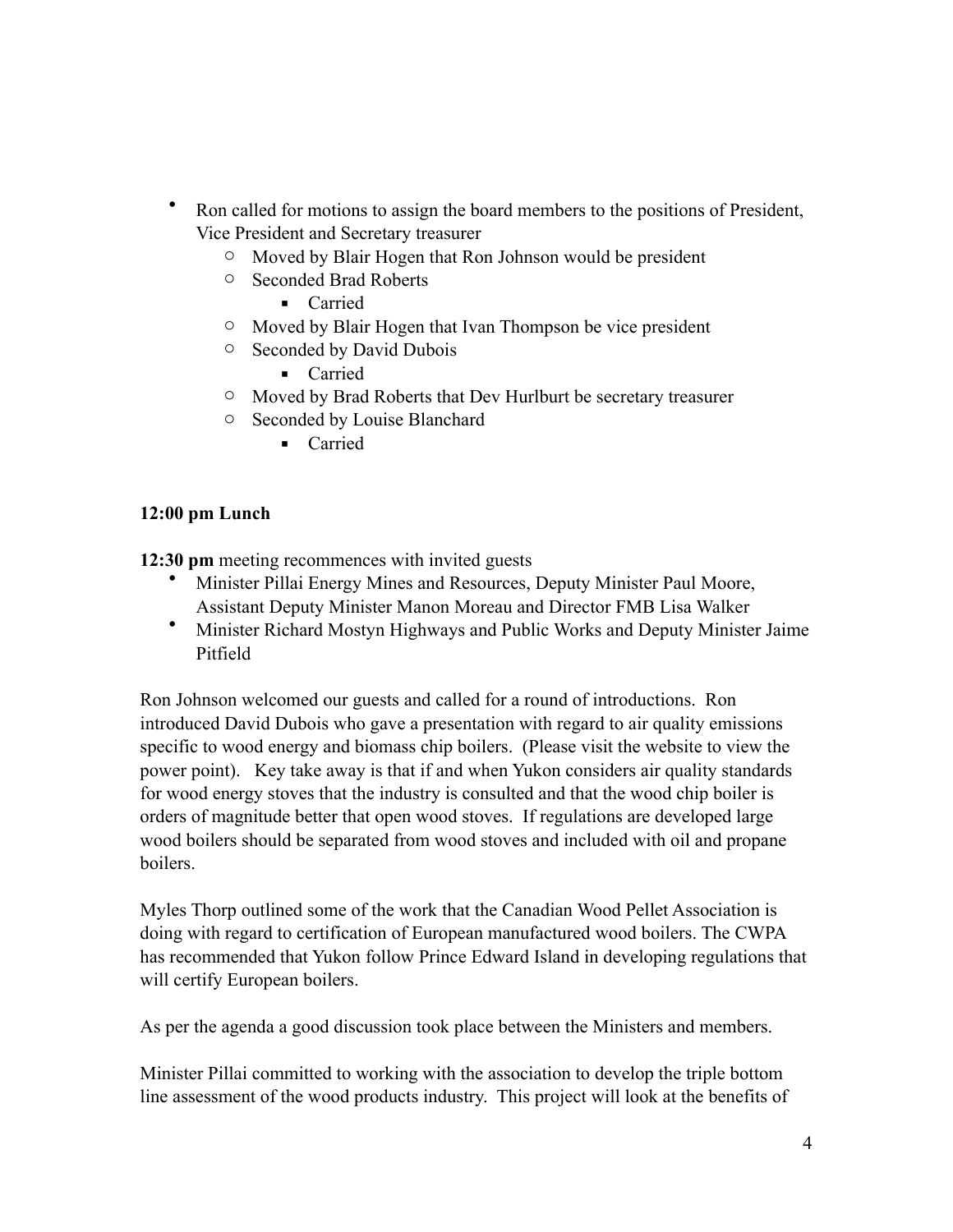- Ron called for motions to assign the board members to the positions of President, Vice President and Secretary treasurer
  - Moved by Blair Hogen that Ron Johnson would be president
  - Seconded Brad Roberts
    - Carried
  - Moved by Blair Hogen that Ivan Thompson be vice president
  - Seconded by David Dubois
    - Carried
  - Moved by Brad Roberts that Dev Hurlburt be secretary treasurer
  - Seconded by Louise Blanchard
    - Carried

**12:00 pm Lunch**

**12:30 pm** meeting recommences with invited guests

- Minister Pillai Energy Mines and Resources, Deputy Minister Paul Moore, Assistant Deputy Minister Manon Moreau and Director FMB Lisa Walker
- Minister Richard Mostyn Highways and Public Works and Deputy Minister Jaime Pitfield

Ron Johnson welcomed our guests and called for a round of introductions. Ron introduced David Dubois who gave a presentation with regard to air quality emissions specific to wood energy and biomass chip boilers. (Please visit the website to view the power point). Key take away is that if and when Yukon considers air quality standards for wood energy stoves that the industry is consulted and that the wood chip boiler is orders of magnitude better that open wood stoves. If regulations are developed large wood boilers should be separated from wood stoves and included with oil and propane boilers.

Myles Thorp outlined some of the work that the Canadian Wood Pellet Association is doing with regard to certification of European manufactured wood boilers. The CWPA has recommended that Yukon follow Prince Edward Island in developing regulations that will certify European boilers.

As per the agenda a good discussion took place between the Ministers and members.

Minister Pillai committed to working with the association to develop the triple bottom line assessment of the wood products industry. This project will look at the benefits of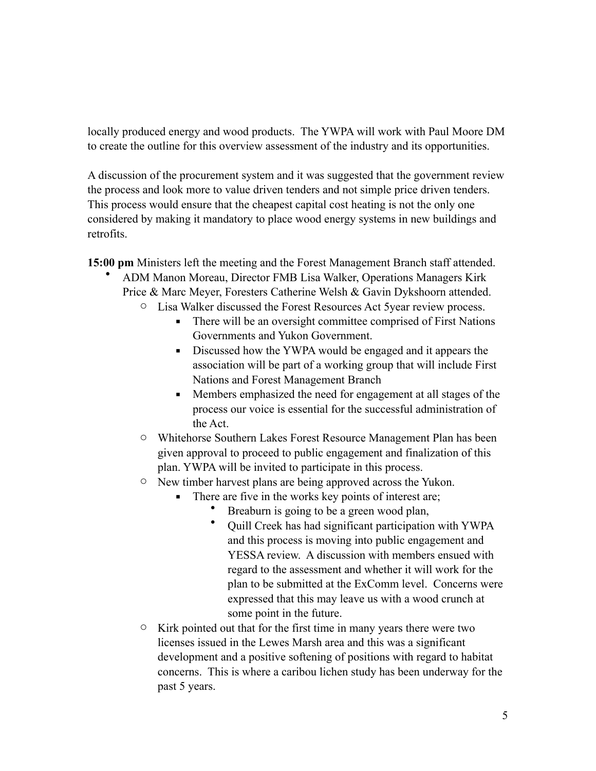locally produced energy and wood products. The YWPA will work with Paul Moore DM to create the outline for this overview assessment of the industry and its opportunities.

A discussion of the procurement system and it was suggested that the government review the process and look more to value driven tenders and not simple price driven tenders. This process would ensure that the cheapest capital cost heating is not the only one considered by making it mandatory to place wood energy systems in new buildings and retrofits.

**15:00 pm** Ministers left the meeting and the Forest Management Branch staff attended.

- ADM Manon Moreau, Director FMB Lisa Walker, Operations Managers Kirk Price & Marc Meyer, Foresters Catherine Welsh & Gavin Dykshoorn attended.
    - Lisa Walker discussed the Forest Resources Act 5year review process.
        - There will be an oversight committee comprised of First Nations Governments and Yukon Government.
        - Discussed how the YWPA would be engaged and it appears the association will be part of a working group that will include First Nations and Forest Management Branch
        - Members emphasized the need for engagement at all stages of the process our voice is essential for the successful administration of the Act.
    - Whitehorse Southern Lakes Forest Resource Management Plan has been given approval to proceed to public engagement and finalization of this plan. YWPA will be invited to participate in this process.
    - New timber harvest plans are being approved across the Yukon.
        - There are five in the works key points of interest are;
            - Breaburn is going to be a green wood plan,
            - Quill Creek has had significant participation with YWPA and this process is moving into public engagement and YESSA review. A discussion with members ensued with regard to the assessment and whether it will work for the plan to be submitted at the ExComm level. Concerns were expressed that this may leave us with a wood crunch at some point in the future.
    - Kirk pointed out that for the first time in many years there were two licenses issued in the Lewes Marsh area and this was a significant development and a positive softening of positions with regard to habitat concerns. This is where a caribou lichen study has been underway for the past 5 years.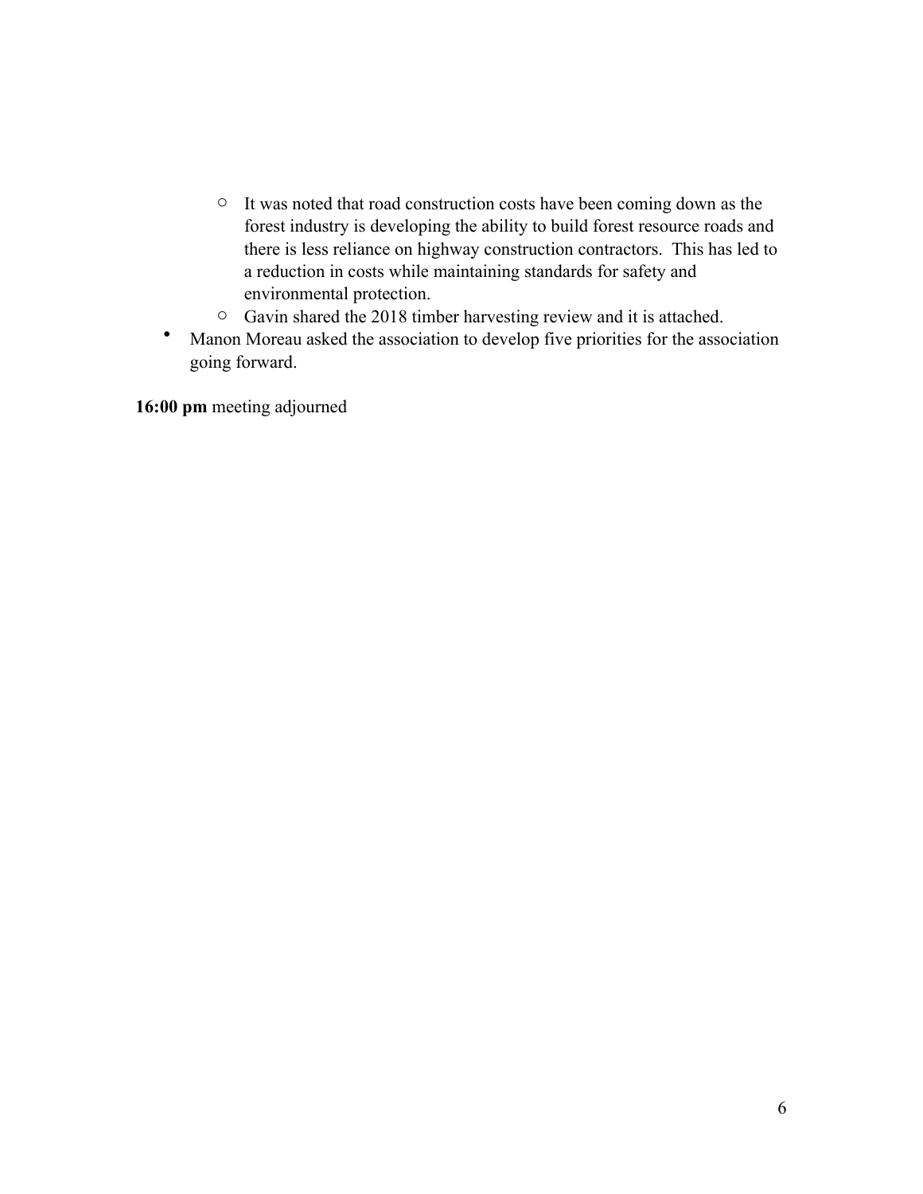- It was noted that road construction costs have been coming down as the forest industry is developing the ability to build forest resource roads and there is less reliance on highway construction contractors. This has led to a reduction in costs while maintaining standards for safety and environmental protection.
  - Gavin shared the 2018 timber harvesting review and it is attached.
- Manon Moreau asked the association to develop five priorities for the association going forward.

**16:00 pm** meeting adjourned